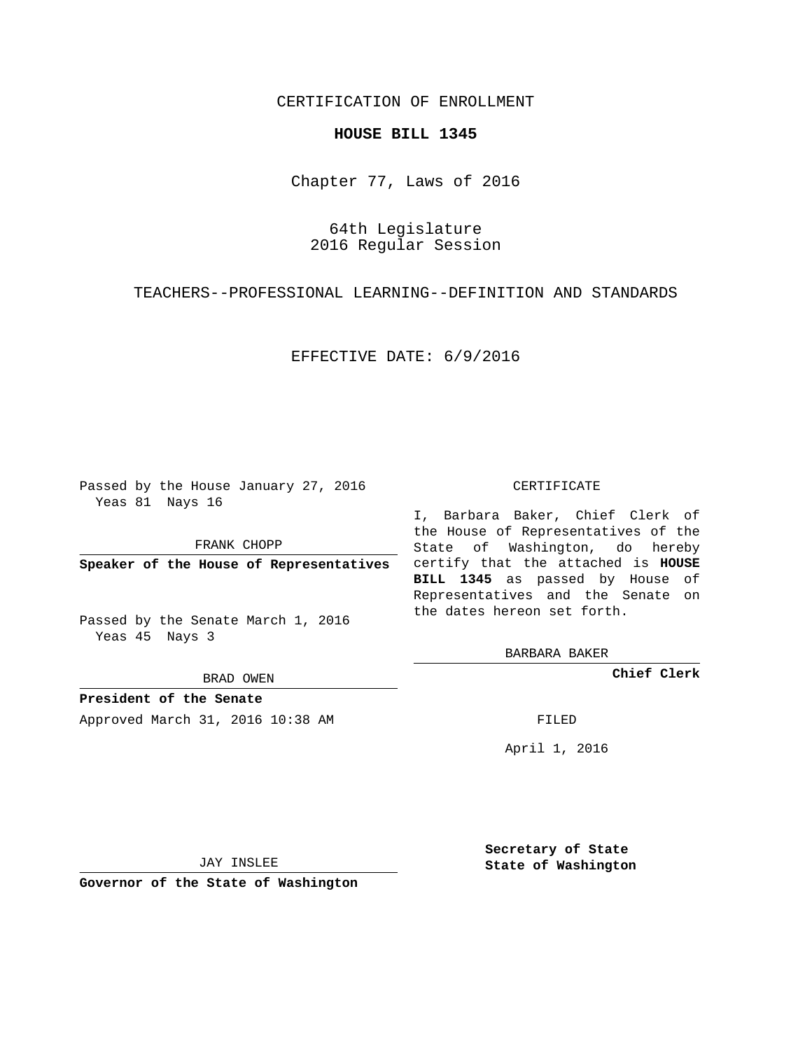CERTIFICATION OF ENROLLMENT

**HOUSE BILL 1345**

Chapter 77, Laws of 2016

64th Legislature
2016 Regular Session

TEACHERS--PROFESSIONAL LEARNING--DEFINITION AND STANDARDS

EFFECTIVE DATE: 6/9/2016

Passed by the House January 27, 2016
Yeas 81 Nays 16

FRANK CHOPP

**Speaker of the House of Representatives**

Passed by the Senate March 1, 2016
Yeas 45 Nays 3

BRAD OWEN

**President of the Senate**

Approved March 31, 2016 10:38 AM

JAY INSLEE

**Governor of the State of Washington**

CERTIFICATE

I, Barbara Baker, Chief Clerk of the House of Representatives of the State of Washington, do hereby certify that the attached is **HOUSE BILL 1345** as passed by House of Representatives and the Senate on the dates hereon set forth.

BARBARA BAKER

**Chief Clerk**

FILED

April 1, 2016

**Secretary of State**
**State of Washington**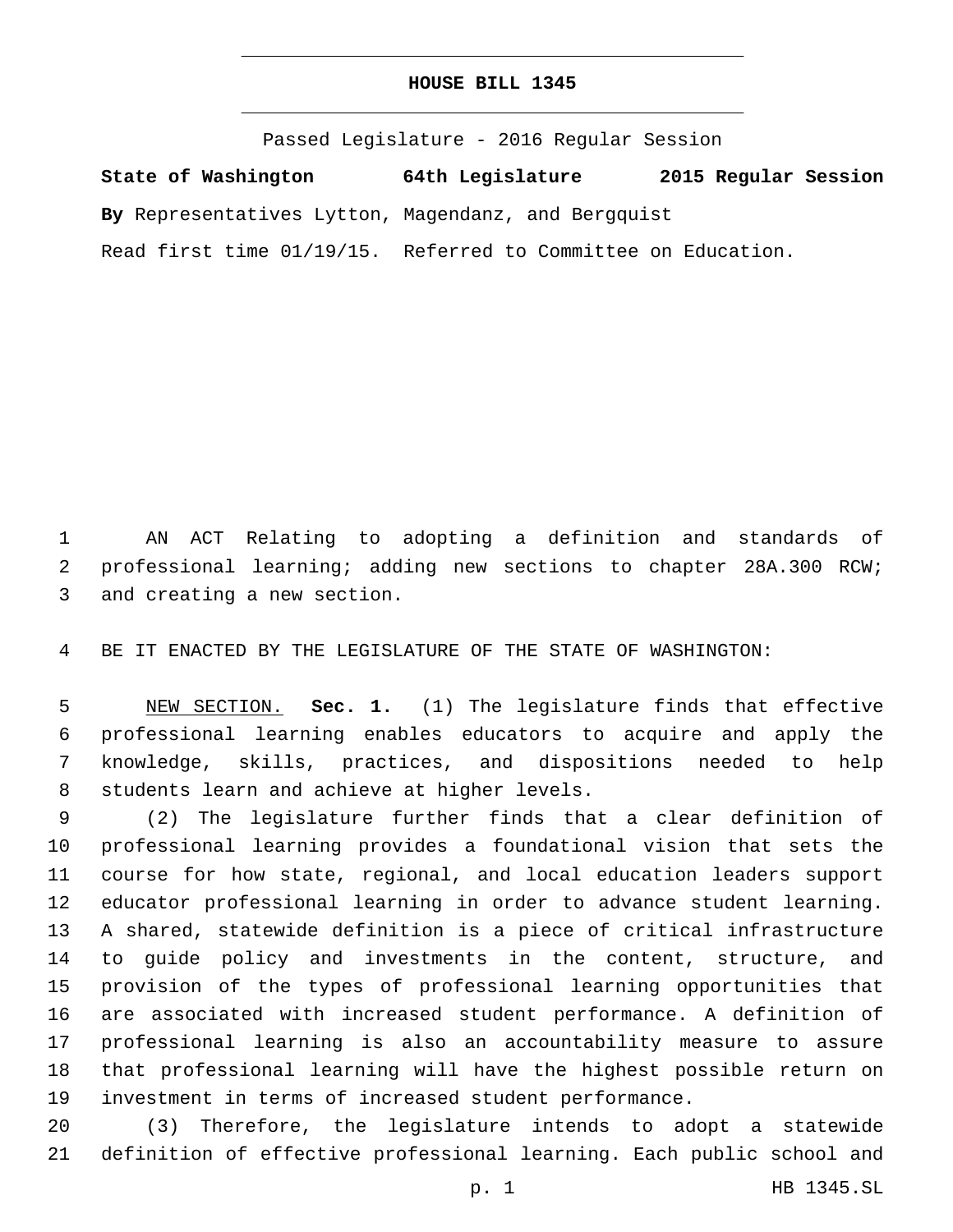# HOUSE BILL 1345

Passed Legislature - 2016 Regular Session

**State of Washington 64th Legislature 2015 Regular Session**

**By** Representatives Lytton, Magendanz, and Bergquist

Read first time 01/19/15. Referred to Committee on Education.

AN ACT Relating to adopting a definition and standards of professional learning; adding new sections to chapter 28A.300 RCW; and creating a new section.

BE IT ENACTED BY THE LEGISLATURE OF THE STATE OF WASHINGTON:

NEW SECTION. **Sec. 1.** (1) The legislature finds that effective professional learning enables educators to acquire and apply the knowledge, skills, practices, and dispositions needed to help students learn and achieve at higher levels.

(2) The legislature further finds that a clear definition of professional learning provides a foundational vision that sets the course for how state, regional, and local education leaders support educator professional learning in order to advance student learning. A shared, statewide definition is a piece of critical infrastructure to guide policy and investments in the content, structure, and provision of the types of professional learning opportunities that are associated with increased student performance. A definition of professional learning is also an accountability measure to assure that professional learning will have the highest possible return on investment in terms of increased student performance.

(3) Therefore, the legislature intends to adopt a statewide definition of effective professional learning. Each public school and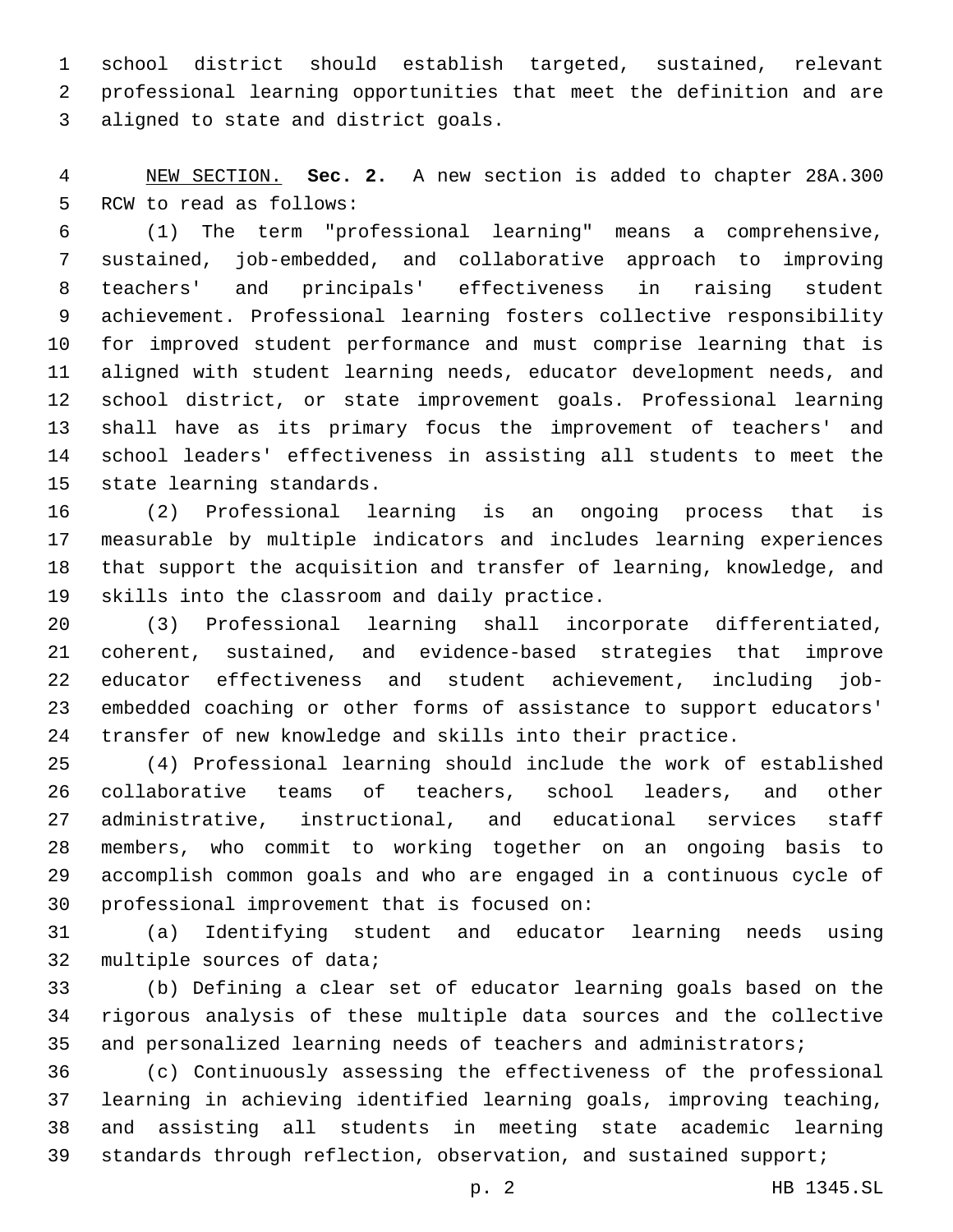school district should establish targeted, sustained, relevant professional learning opportunities that meet the definition and are aligned to state and district goals.

NEW SECTION. **Sec. 2.** A new section is added to chapter 28A.300 RCW to read as follows:

(1) The term "professional learning" means a comprehensive, sustained, job-embedded, and collaborative approach to improving teachers' and principals' effectiveness in raising student achievement. Professional learning fosters collective responsibility for improved student performance and must comprise learning that is aligned with student learning needs, educator development needs, and school district, or state improvement goals. Professional learning shall have as its primary focus the improvement of teachers' and school leaders' effectiveness in assisting all students to meet the state learning standards.

(2) Professional learning is an ongoing process that is measurable by multiple indicators and includes learning experiences that support the acquisition and transfer of learning, knowledge, and skills into the classroom and daily practice.

(3) Professional learning shall incorporate differentiated, coherent, sustained, and evidence-based strategies that improve educator effectiveness and student achievement, including job-embedded coaching or other forms of assistance to support educators' transfer of new knowledge and skills into their practice.

(4) Professional learning should include the work of established collaborative teams of teachers, school leaders, and other administrative, instructional, and educational services staff members, who commit to working together on an ongoing basis to accomplish common goals and who are engaged in a continuous cycle of professional improvement that is focused on:

(a) Identifying student and educator learning needs using multiple sources of data;

(b) Defining a clear set of educator learning goals based on the rigorous analysis of these multiple data sources and the collective and personalized learning needs of teachers and administrators;

(c) Continuously assessing the effectiveness of the professional learning in achieving identified learning goals, improving teaching, and assisting all students in meeting state academic learning standards through reflection, observation, and sustained support;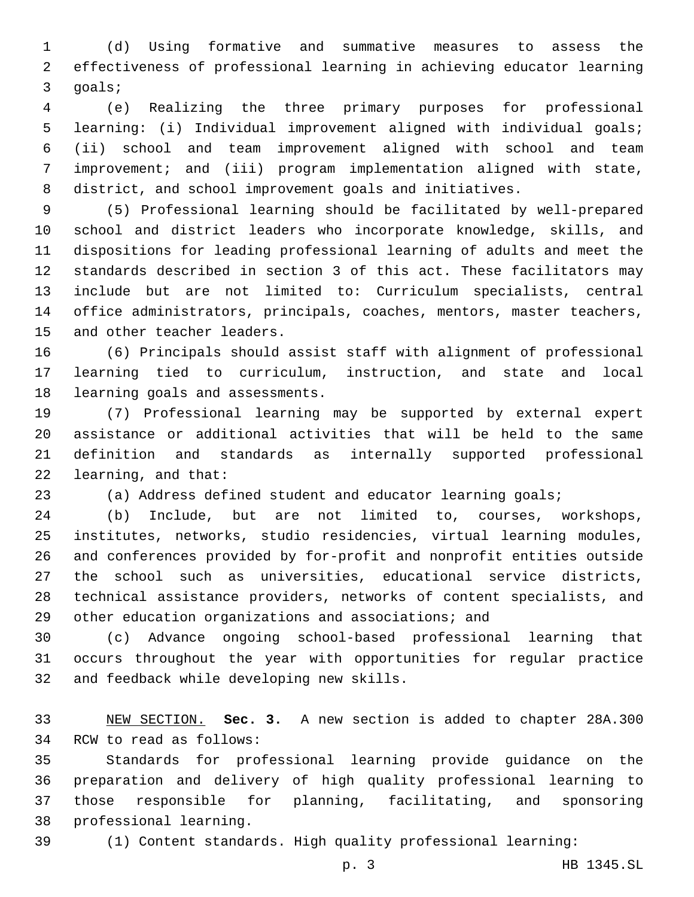(d) Using formative and summative measures to assess the effectiveness of professional learning in achieving educator learning goals;

(e) Realizing the three primary purposes for professional learning: (i) Individual improvement aligned with individual goals; (ii) school and team improvement aligned with school and team improvement; and (iii) program implementation aligned with state, district, and school improvement goals and initiatives.

(5) Professional learning should be facilitated by well-prepared school and district leaders who incorporate knowledge, skills, and dispositions for leading professional learning of adults and meet the standards described in section 3 of this act. These facilitators may include but are not limited to: Curriculum specialists, central office administrators, principals, coaches, mentors, master teachers, and other teacher leaders.

(6) Principals should assist staff with alignment of professional learning tied to curriculum, instruction, and state and local learning goals and assessments.

(7) Professional learning may be supported by external expert assistance or additional activities that will be held to the same definition and standards as internally supported professional learning, and that:

(a) Address defined student and educator learning goals;

(b) Include, but are not limited to, courses, workshops, institutes, networks, studio residencies, virtual learning modules, and conferences provided by for-profit and nonprofit entities outside the school such as universities, educational service districts, technical assistance providers, networks of content specialists, and other education organizations and associations; and

(c) Advance ongoing school-based professional learning that occurs throughout the year with opportunities for regular practice and feedback while developing new skills.

NEW SECTION. **Sec. 3.** A new section is added to chapter 28A.300 RCW to read as follows:

Standards for professional learning provide guidance on the preparation and delivery of high quality professional learning to those responsible for planning, facilitating, and sponsoring professional learning.

(1) Content standards. High quality professional learning: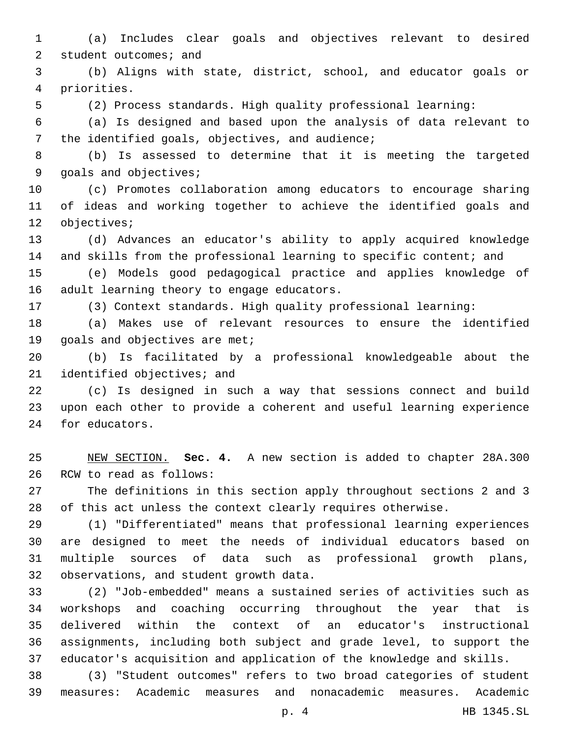(a) Includes clear goals and objectives relevant to desired student outcomes; and

(b) Aligns with state, district, school, and educator goals or priorities.

(2) Process standards. High quality professional learning:

(a) Is designed and based upon the analysis of data relevant to the identified goals, objectives, and audience;

(b) Is assessed to determine that it is meeting the targeted goals and objectives;

(c) Promotes collaboration among educators to encourage sharing of ideas and working together to achieve the identified goals and objectives;

(d) Advances an educator's ability to apply acquired knowledge and skills from the professional learning to specific content; and

(e) Models good pedagogical practice and applies knowledge of adult learning theory to engage educators.

(3) Context standards. High quality professional learning:

(a) Makes use of relevant resources to ensure the identified goals and objectives are met;

(b) Is facilitated by a professional knowledgeable about the identified objectives; and

(c) Is designed in such a way that sessions connect and build upon each other to provide a coherent and useful learning experience for educators.

NEW SECTION. **Sec. 4.** A new section is added to chapter 28A.300 RCW to read as follows:

The definitions in this section apply throughout sections 2 and 3 of this act unless the context clearly requires otherwise.

(1) "Differentiated" means that professional learning experiences are designed to meet the needs of individual educators based on multiple sources of data such as professional growth plans, observations, and student growth data.

(2) "Job-embedded" means a sustained series of activities such as workshops and coaching occurring throughout the year that is delivered within the context of an educator's instructional assignments, including both subject and grade level, to support the educator's acquisition and application of the knowledge and skills.

(3) "Student outcomes" refers to two broad categories of student measures: Academic measures and nonacademic measures. Academic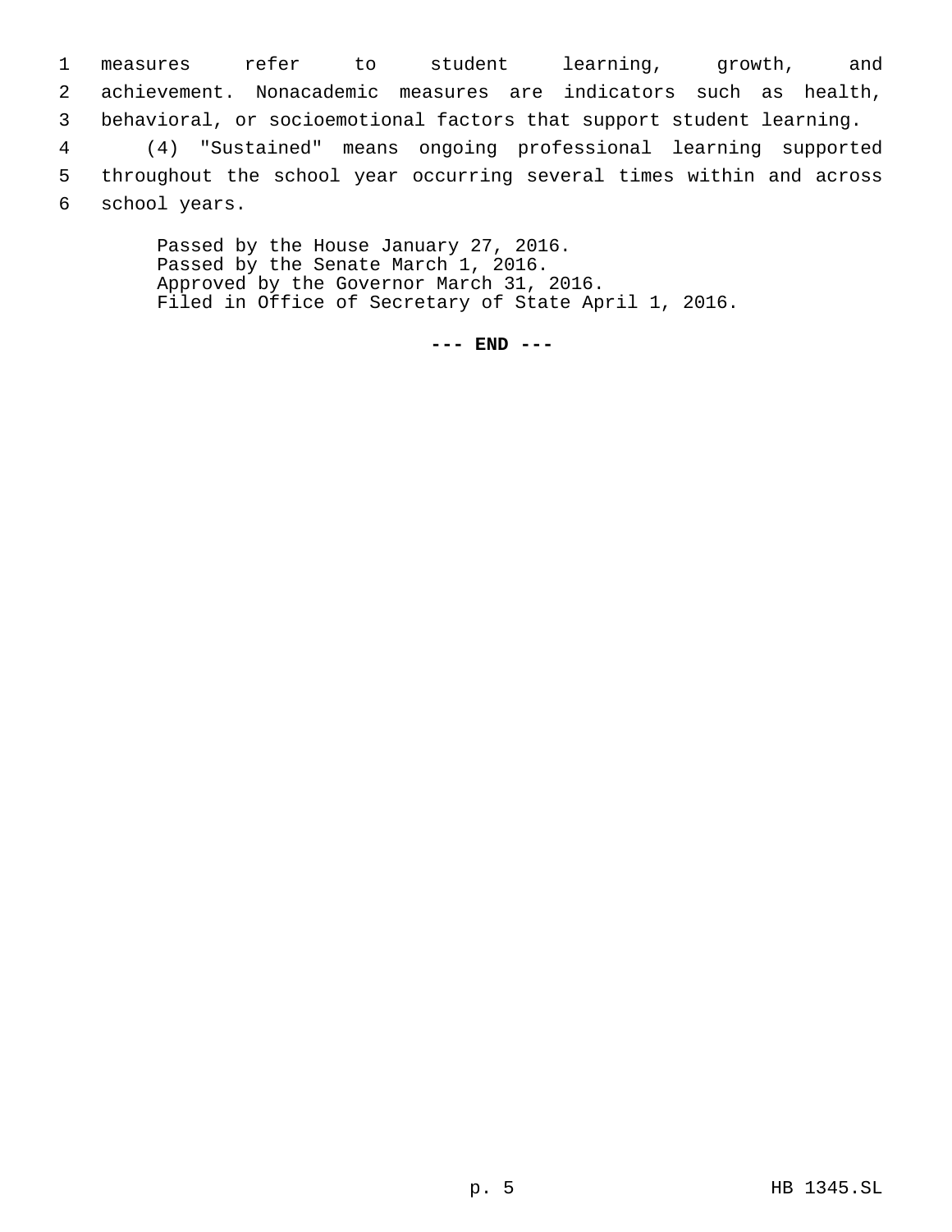measures refer to student learning, growth, and achievement. Nonacademic measures are indicators such as health, behavioral, or socioemotional factors that support student learning.

(4) "Sustained" means ongoing professional learning supported throughout the school year occurring several times within and across school years.

Passed by the House January 27, 2016.
Passed by the Senate March 1, 2016.
Approved by the Governor March 31, 2016.
Filed in Office of Secretary of State April 1, 2016.

**--- END ---**